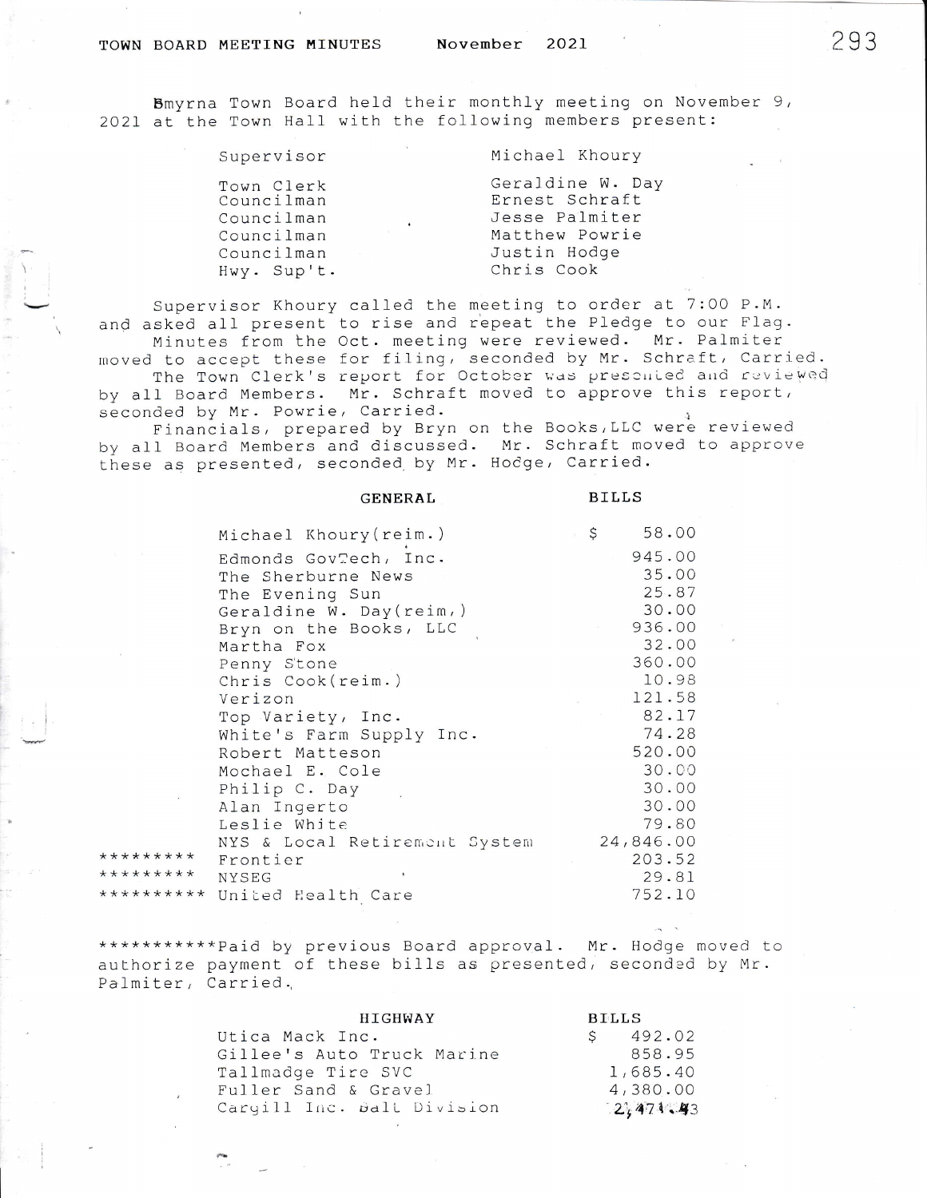# TOWN BOARD MEETING MINUTES November 2021

Smyrna Town Board held their monthly meeting on November 9, 2021 at the Town Hall with the following members present:

| | |
|---|---|
| Supervisor | Michael Khoury |
| Town Clerk | Geraldine W. Day |
| Councilman | Ernest Schraft |
| Councilman | Jesse Palmiter |
| Councilman | Matthew Powrie |
| Councilman | Justin Hodge |
| Hwy. Sup't. | Chris Cook |

Supervisor Khoury called the meeting to order at 7:00 P.M. and asked all present to rise and repeat the Pledge to our Flag.

Minutes from the Oct. meeting were reviewed. Mr. Palmiter moved to accept these for filing, seconded by Mr. Schraft, Carried.

The Town Clerk's report for October was presented and reviewed by all Board Members. Mr. Schraft moved to approve this report, seconded by Mr. Powrie, Carried.

Financials, prepared by Bryn on the Books,LLC were reviewed by all Board Members and discussed. Mr. Schraft moved to approve these as presented, seconded by Mr. Hodge, Carried.

| | GENERAL | BILLS |
|---|---|---|
| | Michael Khoury(reim.) | $ 58.00 |
| | Edmonds GovTech, Inc. | 945.00 |
| | The Sherburne News | 35.00 |
| | The Evening Sun | 25.87 |
| | Geraldine W. Day(reim,) | 30.00 |
| | Bryn on the Books, LLC | 936.00 |
| | Martha Fox | 32.00 |
| | Penny Stone | 360.00 |
| | Chris Cook(reim.) | 10.98 |
| | Verizon | 121.58 |
| | Top Variety, Inc. | 82.17 |
| | White's Farm Supply Inc. | 74.28 |
| | Robert Matteson | 520.00 |
| | Mochael E. Cole | 30.00 |
| | Philip C. Day | 30.00 |
| | Alan Ingerto | 30.00 |
| | Leslie White | 79.80 |
| | NYS & Local Retirement System | 24,846.00 |
| ********* | Frontier | 203.52 |
| ********* | NYSEG | 29.81 |
| ********** | United Health Care | 752.10 |

***********Paid by previous Board approval. Mr. Hodge moved to authorize payment of these bills as presented, seconded by Mr. Palmiter, Carried.

| HIGHWAY | BILLS |
|---|---|
| Utica Mack Inc. | $ 492.02 |
| Gillee's Auto Truck Marine | 858.95 |
| Tallmadge Tire SVC | 1,685.40 |
| Fuller Sand & Gravel | 4,380.00 |
| Cargill Inc. Salt Division | 2,471.43 |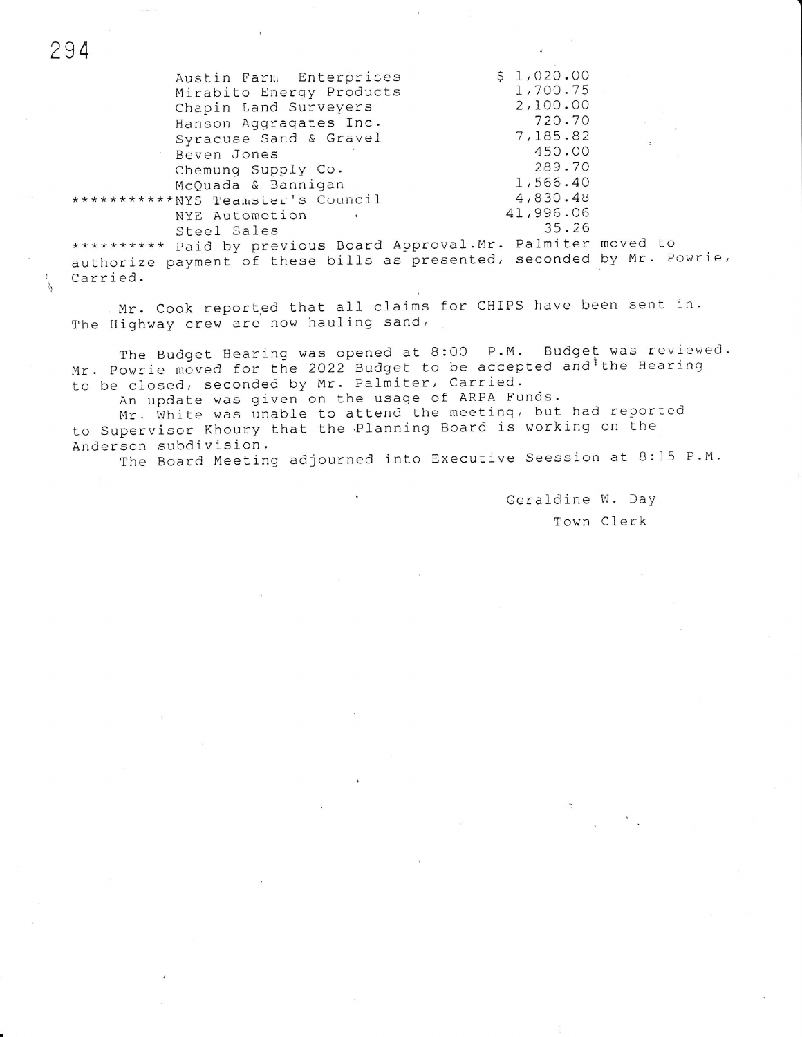| | |
|---|---|
| Austin Farm Enterprises | $ 1,020.00 |
| Mirabito Energy Products | 1,700.75 |
| Chapin Land Surveyers | 2,100.00 |
| Hanson Aggragates Inc. | 720.70 |
| Syracuse Sand & Gravel | 7,185.82 |
| Beven Jones | 450.00 |
| Chemung Supply Co. | 289.70 |
| McQuada & Bannigan | 1,566.40 |
| ***********NYS Teamster's Council | 4,830.48 |
| NYE Automotion | 41,996.06 |
| Steel Sales | 35.26 |

********** Paid by previous Board Approval.Mr. Palmiter moved to authorize payment of these bills as presented, seconded by Mr. Powrie, Carried.

Mr. Cook reported that all claims for CHIPS have been sent in. The Highway crew are now hauling sand,

The Budget Hearing was opened at 8:00 P.M. Budget was reviewed. Mr. Powrie moved for the 2022 Budget to be accepted and the Hearing to be closed, seconded by Mr. Palmiter, Carried.

An update was given on the usage of ARPA Funds.

Mr. White was unable to attend the meeting, but had reported to Supervisor Khoury that the Planning Board is working on the Anderson subdivision.

The Board Meeting adjourned into Executive Seession at 8:15 P.M.

Geraldine W. Day
Town Clerk